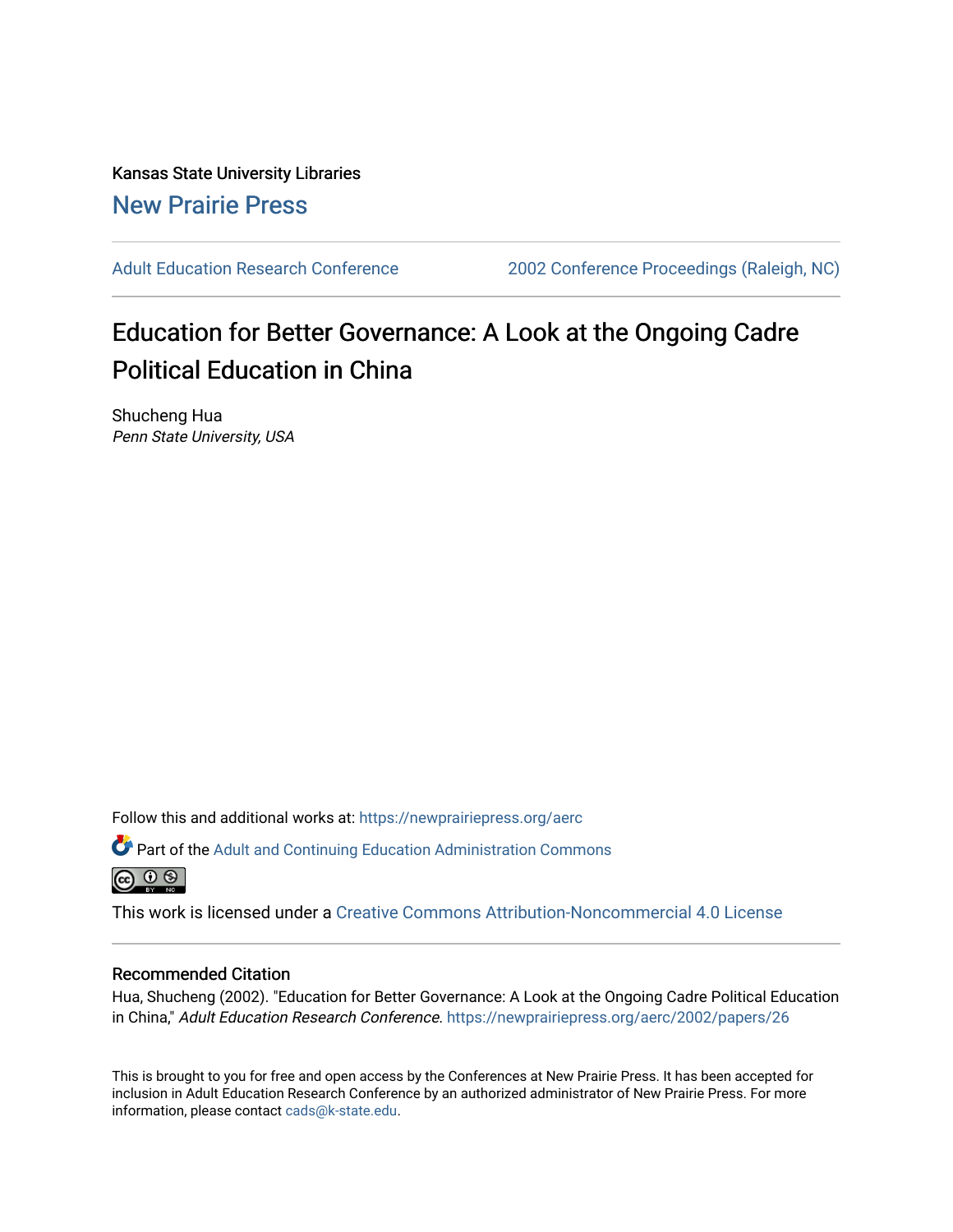Kansas State University Libraries

New Prairie Press

Adult Education Research Conference

2002 Conference Proceedings (Raleigh, NC)

# Education for Better Governance: A Look at the Ongoing Cadre Political Education in China

Shucheng Hua

*Penn State University, USA*

Follow this and additional works at: https://newprairiepress.org/aerc

Part of the Adult and Continuing Education Administration Commons

This work is licensed under a Creative Commons Attribution-Noncommercial 4.0 License

## Recommended Citation

Hua, Shucheng (2002). "Education for Better Governance: A Look at the Ongoing Cadre Political Education in China," *Adult Education Research Conference*. https://newprairiepress.org/aerc/2002/papers/26

This is brought to you for free and open access by the Conferences at New Prairie Press. It has been accepted for inclusion in Adult Education Research Conference by an authorized administrator of New Prairie Press. For more information, please contact cads@k-state.edu.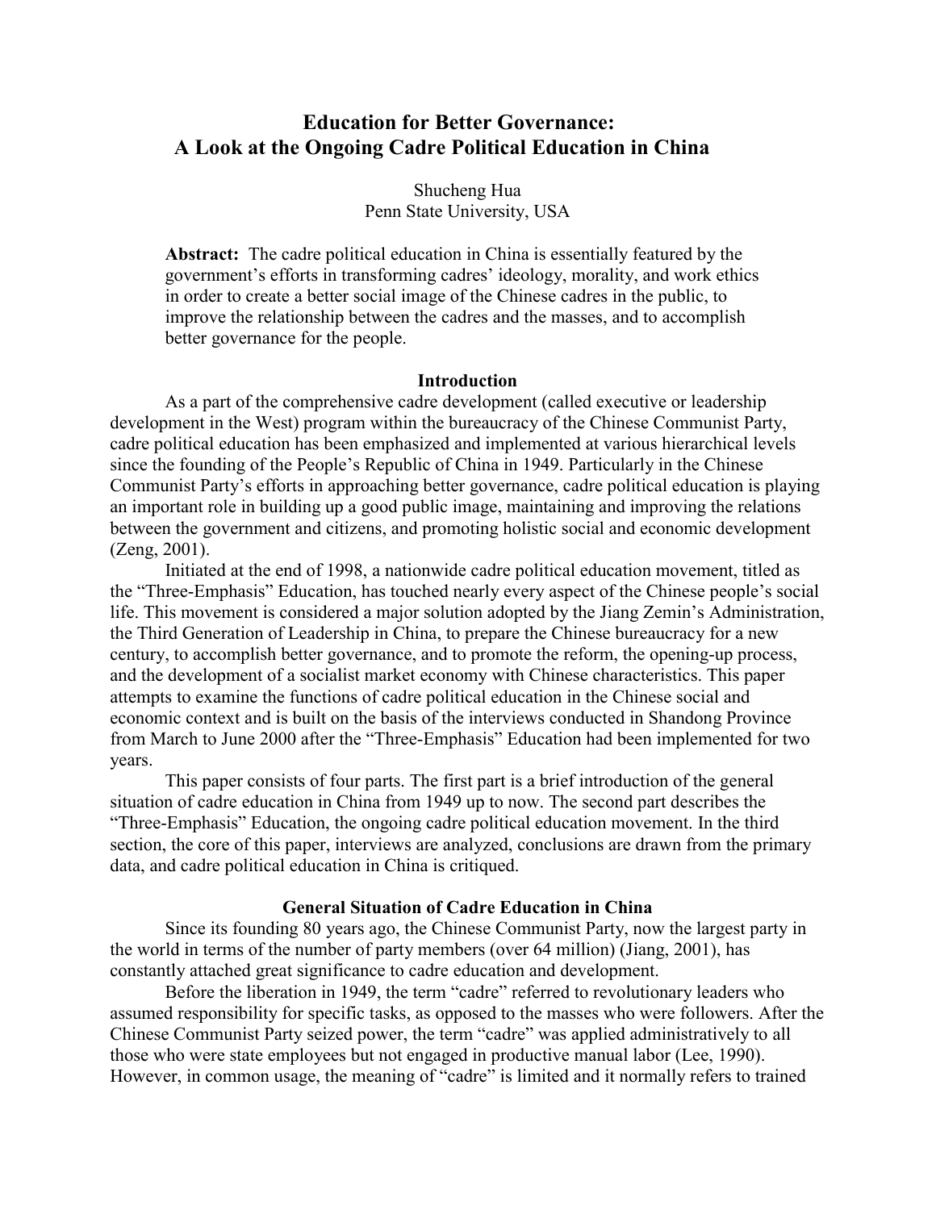# Education for Better Governance: A Look at the Ongoing Cadre Political Education in China

Shucheng Hua
Penn State University, USA

**Abstract:** The cadre political education in China is essentially featured by the government's efforts in transforming cadres' ideology, morality, and work ethics in order to create a better social image of the Chinese cadres in the public, to improve the relationship between the cadres and the masses, and to accomplish better governance for the people.

## Introduction

As a part of the comprehensive cadre development (called executive or leadership development in the West) program within the bureaucracy of the Chinese Communist Party, cadre political education has been emphasized and implemented at various hierarchical levels since the founding of the People's Republic of China in 1949. Particularly in the Chinese Communist Party's efforts in approaching better governance, cadre political education is playing an important role in building up a good public image, maintaining and improving the relations between the government and citizens, and promoting holistic social and economic development (Zeng, 2001).

Initiated at the end of 1998, a nationwide cadre political education movement, titled as the "Three-Emphasis" Education, has touched nearly every aspect of the Chinese people's social life. This movement is considered a major solution adopted by the Jiang Zemin's Administration, the Third Generation of Leadership in China, to prepare the Chinese bureaucracy for a new century, to accomplish better governance, and to promote the reform, the opening-up process, and the development of a socialist market economy with Chinese characteristics. This paper attempts to examine the functions of cadre political education in the Chinese social and economic context and is built on the basis of the interviews conducted in Shandong Province from March to June 2000 after the "Three-Emphasis" Education had been implemented for two years.

This paper consists of four parts. The first part is a brief introduction of the general situation of cadre education in China from 1949 up to now. The second part describes the "Three-Emphasis" Education, the ongoing cadre political education movement. In the third section, the core of this paper, interviews are analyzed, conclusions are drawn from the primary data, and cadre political education in China is critiqued.

## General Situation of Cadre Education in China

Since its founding 80 years ago, the Chinese Communist Party, now the largest party in the world in terms of the number of party members (over 64 million) (Jiang, 2001), has constantly attached great significance to cadre education and development.

Before the liberation in 1949, the term "cadre" referred to revolutionary leaders who assumed responsibility for specific tasks, as opposed to the masses who were followers. After the Chinese Communist Party seized power, the term "cadre" was applied administratively to all those who were state employees but not engaged in productive manual labor (Lee, 1990). However, in common usage, the meaning of "cadre" is limited and it normally refers to trained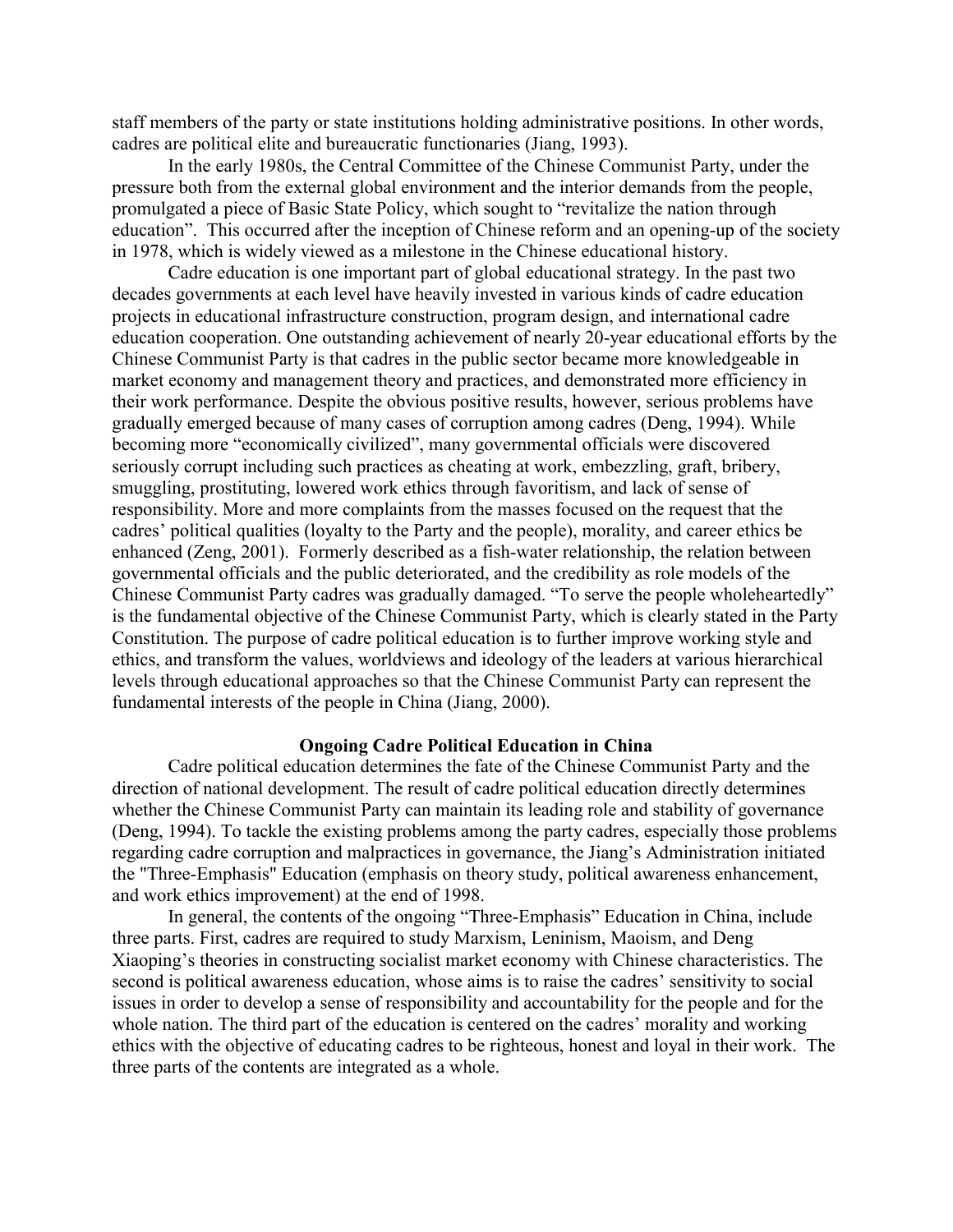staff members of the party or state institutions holding administrative positions. In other words, cadres are political elite and bureaucratic functionaries (Jiang, 1993).

In the early 1980s, the Central Committee of the Chinese Communist Party, under the pressure both from the external global environment and the interior demands from the people, promulgated a piece of Basic State Policy, which sought to "revitalize the nation through education". This occurred after the inception of Chinese reform and an opening-up of the society in 1978, which is widely viewed as a milestone in the Chinese educational history.

Cadre education is one important part of global educational strategy. In the past two decades governments at each level have heavily invested in various kinds of cadre education projects in educational infrastructure construction, program design, and international cadre education cooperation. One outstanding achievement of nearly 20-year educational efforts by the Chinese Communist Party is that cadres in the public sector became more knowledgeable in market economy and management theory and practices, and demonstrated more efficiency in their work performance. Despite the obvious positive results, however, serious problems have gradually emerged because of many cases of corruption among cadres (Deng, 1994). While becoming more "economically civilized", many governmental officials were discovered seriously corrupt including such practices as cheating at work, embezzling, graft, bribery, smuggling, prostituting, lowered work ethics through favoritism, and lack of sense of responsibility. More and more complaints from the masses focused on the request that the cadres' political qualities (loyalty to the Party and the people), morality, and career ethics be enhanced (Zeng, 2001). Formerly described as a fish-water relationship, the relation between governmental officials and the public deteriorated, and the credibility as role models of the Chinese Communist Party cadres was gradually damaged. "To serve the people wholeheartedly" is the fundamental objective of the Chinese Communist Party, which is clearly stated in the Party Constitution. The purpose of cadre political education is to further improve working style and ethics, and transform the values, worldviews and ideology of the leaders at various hierarchical levels through educational approaches so that the Chinese Communist Party can represent the fundamental interests of the people in China (Jiang, 2000).

## Ongoing Cadre Political Education in China

Cadre political education determines the fate of the Chinese Communist Party and the direction of national development. The result of cadre political education directly determines whether the Chinese Communist Party can maintain its leading role and stability of governance (Deng, 1994). To tackle the existing problems among the party cadres, especially those problems regarding cadre corruption and malpractices in governance, the Jiang's Administration initiated the "Three-Emphasis" Education (emphasis on theory study, political awareness enhancement, and work ethics improvement) at the end of 1998.

In general, the contents of the ongoing "Three-Emphasis" Education in China, include three parts. First, cadres are required to study Marxism, Leninism, Maoism, and Deng Xiaoping's theories in constructing socialist market economy with Chinese characteristics. The second is political awareness education, whose aims is to raise the cadres' sensitivity to social issues in order to develop a sense of responsibility and accountability for the people and for the whole nation. The third part of the education is centered on the cadres' morality and working ethics with the objective of educating cadres to be righteous, honest and loyal in their work. The three parts of the contents are integrated as a whole.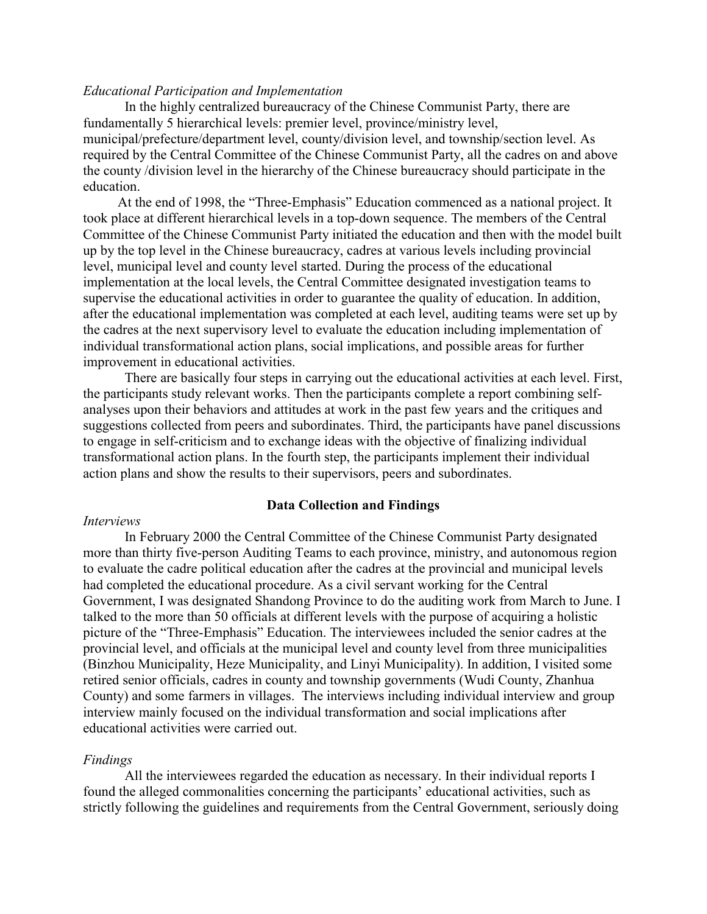*Educational Participation and Implementation*

In the highly centralized bureaucracy of the Chinese Communist Party, there are fundamentally 5 hierarchical levels: premier level, province/ministry level, municipal/prefecture/department level, county/division level, and township/section level. As required by the Central Committee of the Chinese Communist Party, all the cadres on and above the county /division level in the hierarchy of the Chinese bureaucracy should participate in the education.

At the end of 1998, the "Three-Emphasis" Education commenced as a national project. It took place at different hierarchical levels in a top-down sequence. The members of the Central Committee of the Chinese Communist Party initiated the education and then with the model built up by the top level in the Chinese bureaucracy, cadres at various levels including provincial level, municipal level and county level started. During the process of the educational implementation at the local levels, the Central Committee designated investigation teams to supervise the educational activities in order to guarantee the quality of education. In addition, after the educational implementation was completed at each level, auditing teams were set up by the cadres at the next supervisory level to evaluate the education including implementation of individual transformational action plans, social implications, and possible areas for further improvement in educational activities.

There are basically four steps in carrying out the educational activities at each level. First, the participants study relevant works. Then the participants complete a report combining self-analyses upon their behaviors and attitudes at work in the past few years and the critiques and suggestions collected from peers and subordinates. Third, the participants have panel discussions to engage in self-criticism and to exchange ideas with the objective of finalizing individual transformational action plans. In the fourth step, the participants implement their individual action plans and show the results to their supervisors, peers and subordinates.

## Data Collection and Findings

*Interviews*

In February 2000 the Central Committee of the Chinese Communist Party designated more than thirty five-person Auditing Teams to each province, ministry, and autonomous region to evaluate the cadre political education after the cadres at the provincial and municipal levels had completed the educational procedure. As a civil servant working for the Central Government, I was designated Shandong Province to do the auditing work from March to June. I talked to the more than 50 officials at different levels with the purpose of acquiring a holistic picture of the "Three-Emphasis" Education. The interviewees included the senior cadres at the provincial level, and officials at the municipal level and county level from three municipalities (Binzhou Municipality, Heze Municipality, and Linyi Municipality). In addition, I visited some retired senior officials, cadres in county and township governments (Wudi County, Zhanhua County) and some farmers in villages. The interviews including individual interview and group interview mainly focused on the individual transformation and social implications after educational activities were carried out.

*Findings*

All the interviewees regarded the education as necessary. In their individual reports I found the alleged commonalities concerning the participants' educational activities, such as strictly following the guidelines and requirements from the Central Government, seriously doing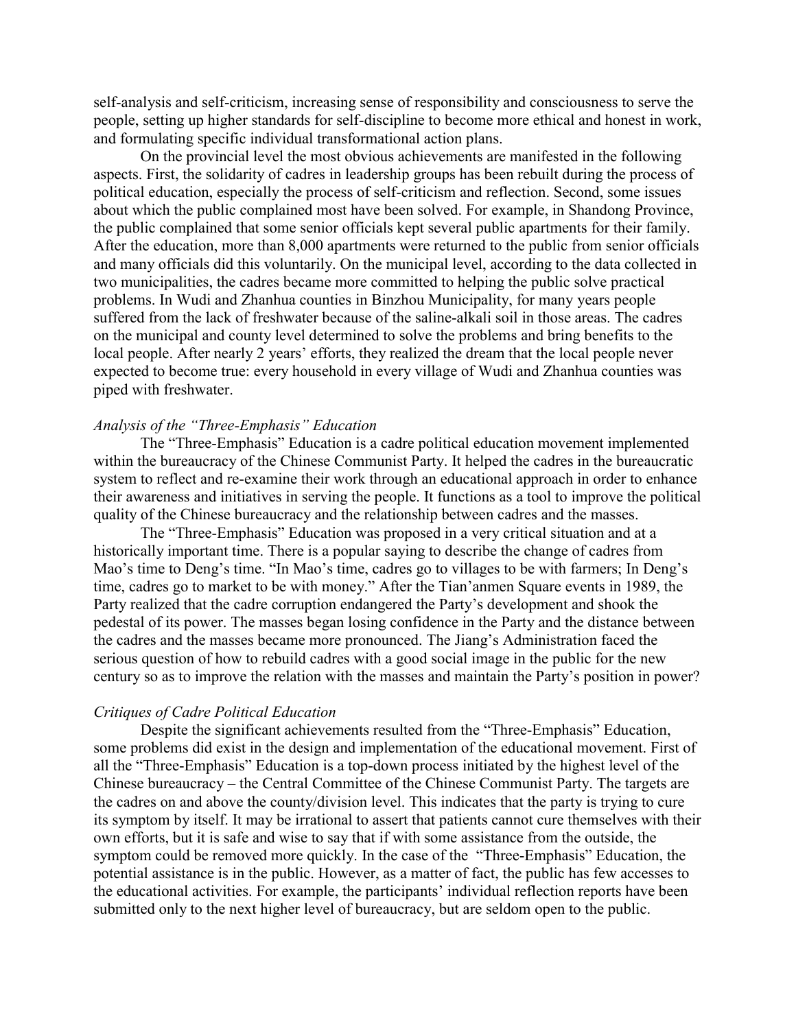self-analysis and self-criticism, increasing sense of responsibility and consciousness to serve the people, setting up higher standards for self-discipline to become more ethical and honest in work, and formulating specific individual transformational action plans.

On the provincial level the most obvious achievements are manifested in the following aspects. First, the solidarity of cadres in leadership groups has been rebuilt during the process of political education, especially the process of self-criticism and reflection. Second, some issues about which the public complained most have been solved. For example, in Shandong Province, the public complained that some senior officials kept several public apartments for their family. After the education, more than 8,000 apartments were returned to the public from senior officials and many officials did this voluntarily. On the municipal level, according to the data collected in two municipalities, the cadres became more committed to helping the public solve practical problems. In Wudi and Zhanhua counties in Binzhou Municipality, for many years people suffered from the lack of freshwater because of the saline-alkali soil in those areas. The cadres on the municipal and county level determined to solve the problems and bring benefits to the local people. After nearly 2 years' efforts, they realized the dream that the local people never expected to become true: every household in every village of Wudi and Zhanhua counties was piped with freshwater.

*Analysis of the "Three-Emphasis" Education*

The "Three-Emphasis" Education is a cadre political education movement implemented within the bureaucracy of the Chinese Communist Party. It helped the cadres in the bureaucratic system to reflect and re-examine their work through an educational approach in order to enhance their awareness and initiatives in serving the people. It functions as a tool to improve the political quality of the Chinese bureaucracy and the relationship between cadres and the masses.

The "Three-Emphasis" Education was proposed in a very critical situation and at a historically important time. There is a popular saying to describe the change of cadres from Mao's time to Deng's time. "In Mao's time, cadres go to villages to be with farmers; In Deng's time, cadres go to market to be with money." After the Tian'anmen Square events in 1989, the Party realized that the cadre corruption endangered the Party's development and shook the pedestal of its power. The masses began losing confidence in the Party and the distance between the cadres and the masses became more pronounced. The Jiang's Administration faced the serious question of how to rebuild cadres with a good social image in the public for the new century so as to improve the relation with the masses and maintain the Party's position in power?

*Critiques of Cadre Political Education*

Despite the significant achievements resulted from the "Three-Emphasis" Education, some problems did exist in the design and implementation of the educational movement. First of all the "Three-Emphasis" Education is a top-down process initiated by the highest level of the Chinese bureaucracy – the Central Committee of the Chinese Communist Party. The targets are the cadres on and above the county/division level. This indicates that the party is trying to cure its symptom by itself. It may be irrational to assert that patients cannot cure themselves with their own efforts, but it is safe and wise to say that if with some assistance from the outside, the symptom could be removed more quickly. In the case of the "Three-Emphasis" Education, the potential assistance is in the public. However, as a matter of fact, the public has few accesses to the educational activities. For example, the participants' individual reflection reports have been submitted only to the next higher level of bureaucracy, but are seldom open to the public.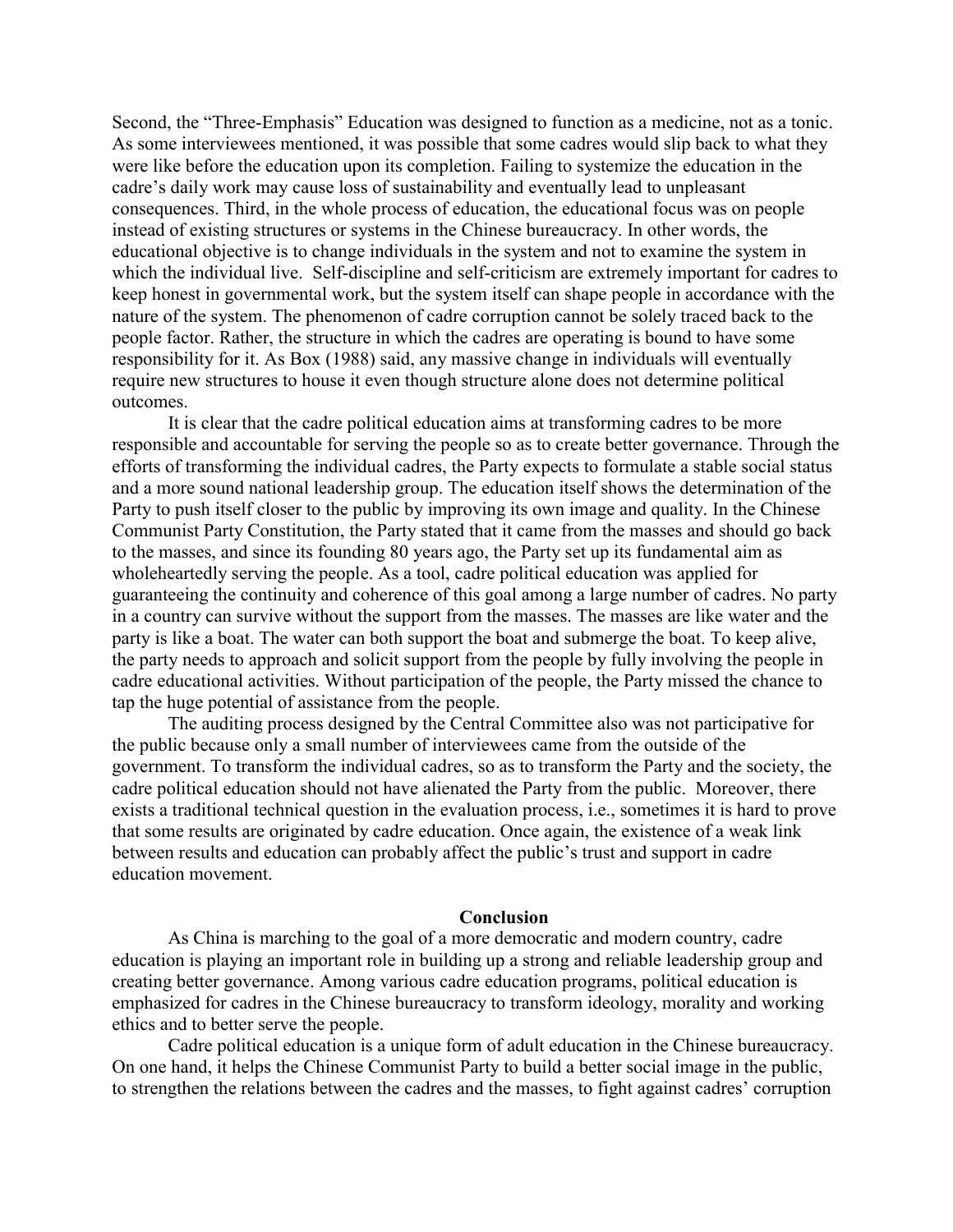Second, the "Three-Emphasis" Education was designed to function as a medicine, not as a tonic. As some interviewees mentioned, it was possible that some cadres would slip back to what they were like before the education upon its completion. Failing to systemize the education in the cadre's daily work may cause loss of sustainability and eventually lead to unpleasant consequences. Third, in the whole process of education, the educational focus was on people instead of existing structures or systems in the Chinese bureaucracy. In other words, the educational objective is to change individuals in the system and not to examine the system in which the individual live. Self-discipline and self-criticism are extremely important for cadres to keep honest in governmental work, but the system itself can shape people in accordance with the nature of the system. The phenomenon of cadre corruption cannot be solely traced back to the people factor. Rather, the structure in which the cadres are operating is bound to have some responsibility for it. As Box (1988) said, any massive change in individuals will eventually require new structures to house it even though structure alone does not determine political outcomes.

It is clear that the cadre political education aims at transforming cadres to be more responsible and accountable for serving the people so as to create better governance. Through the efforts of transforming the individual cadres, the Party expects to formulate a stable social status and a more sound national leadership group. The education itself shows the determination of the Party to push itself closer to the public by improving its own image and quality. In the Chinese Communist Party Constitution, the Party stated that it came from the masses and should go back to the masses, and since its founding 80 years ago, the Party set up its fundamental aim as wholeheartedly serving the people. As a tool, cadre political education was applied for guaranteeing the continuity and coherence of this goal among a large number of cadres. No party in a country can survive without the support from the masses. The masses are like water and the party is like a boat. The water can both support the boat and submerge the boat. To keep alive, the party needs to approach and solicit support from the people by fully involving the people in cadre educational activities. Without participation of the people, the Party missed the chance to tap the huge potential of assistance from the people.

The auditing process designed by the Central Committee also was not participative for the public because only a small number of interviewees came from the outside of the government. To transform the individual cadres, so as to transform the Party and the society, the cadre political education should not have alienated the Party from the public. Moreover, there exists a traditional technical question in the evaluation process, i.e., sometimes it is hard to prove that some results are originated by cadre education. Once again, the existence of a weak link between results and education can probably affect the public's trust and support in cadre education movement.

## Conclusion

As China is marching to the goal of a more democratic and modern country, cadre education is playing an important role in building up a strong and reliable leadership group and creating better governance. Among various cadre education programs, political education is emphasized for cadres in the Chinese bureaucracy to transform ideology, morality and working ethics and to better serve the people.

Cadre political education is a unique form of adult education in the Chinese bureaucracy. On one hand, it helps the Chinese Communist Party to build a better social image in the public, to strengthen the relations between the cadres and the masses, to fight against cadres' corruption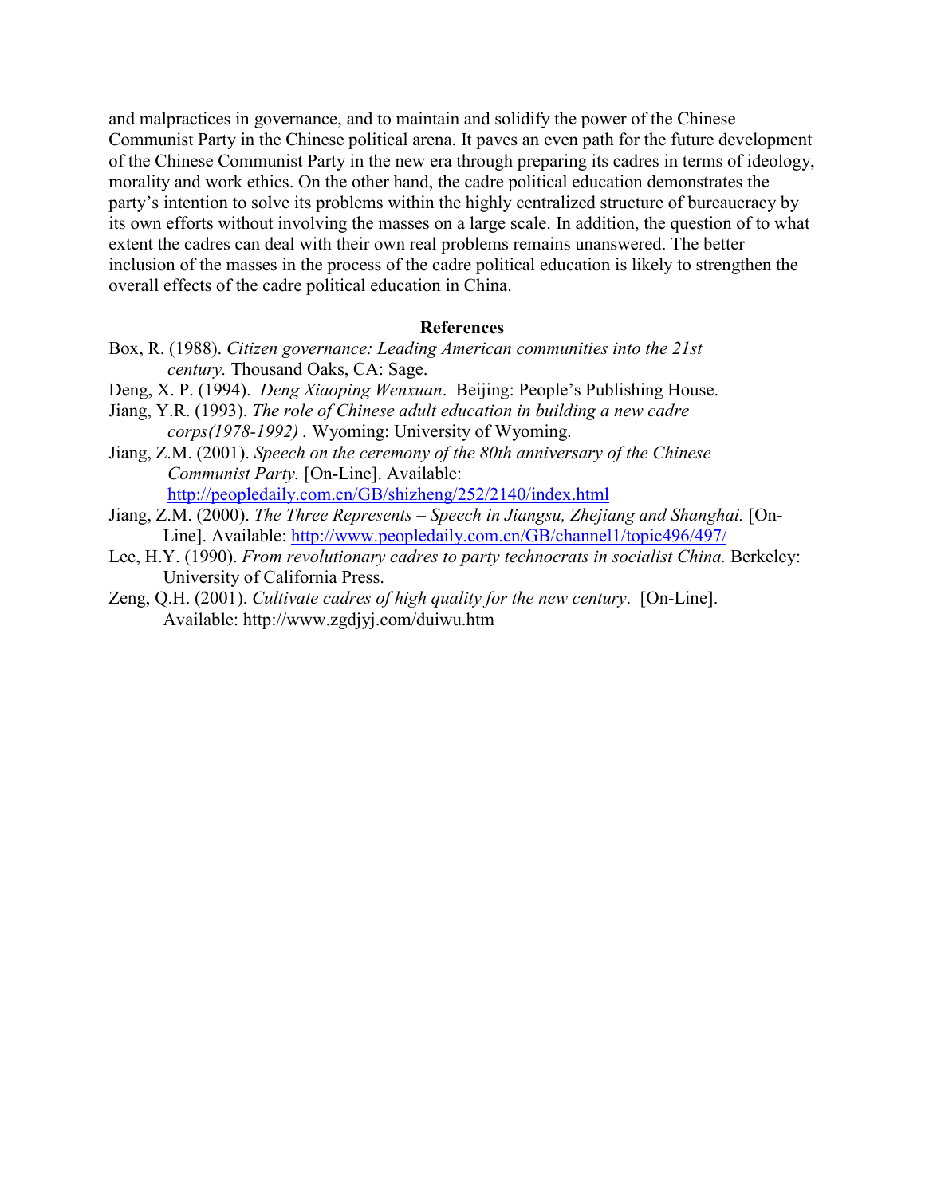and malpractices in governance, and to maintain and solidify the power of the Chinese Communist Party in the Chinese political arena. It paves an even path for the future development of the Chinese Communist Party in the new era through preparing its cadres in terms of ideology, morality and work ethics. On the other hand, the cadre political education demonstrates the party's intention to solve its problems within the highly centralized structure of bureaucracy by its own efforts without involving the masses on a large scale. In addition, the question of to what extent the cadres can deal with their own real problems remains unanswered. The better inclusion of the masses in the process of the cadre political education is likely to strengthen the overall effects of the cadre political education in China.

## References

Box, R. (1988). *Citizen governance: Leading American communities into the 21st century.* Thousand Oaks, CA: Sage.

Deng, X. P. (1994). *Deng Xiaoping Wenxuan*. Beijing: People's Publishing House.

Jiang, Y.R. (1993). *The role of Chinese adult education in building a new cadre corps(1978-1992)* . Wyoming: University of Wyoming.

Jiang, Z.M. (2001). *Speech on the ceremony of the 80th anniversary of the Chinese Communist Party.* [On-Line]. Available: http://peopledaily.com.cn/GB/shizheng/252/2140/index.html

Jiang, Z.M. (2000). *The Three Represents – Speech in Jiangsu, Zhejiang and Shanghai.* [On-Line]. Available: http://www.peopledaily.com.cn/GB/channel1/topic496/497/

Lee, H.Y. (1990). *From revolutionary cadres to party technocrats in socialist China.* Berkeley: University of California Press.

Zeng, Q.H. (2001). *Cultivate cadres of high quality for the new century*. [On-Line]. Available: http://www.zgdjyj.com/duiwu.htm